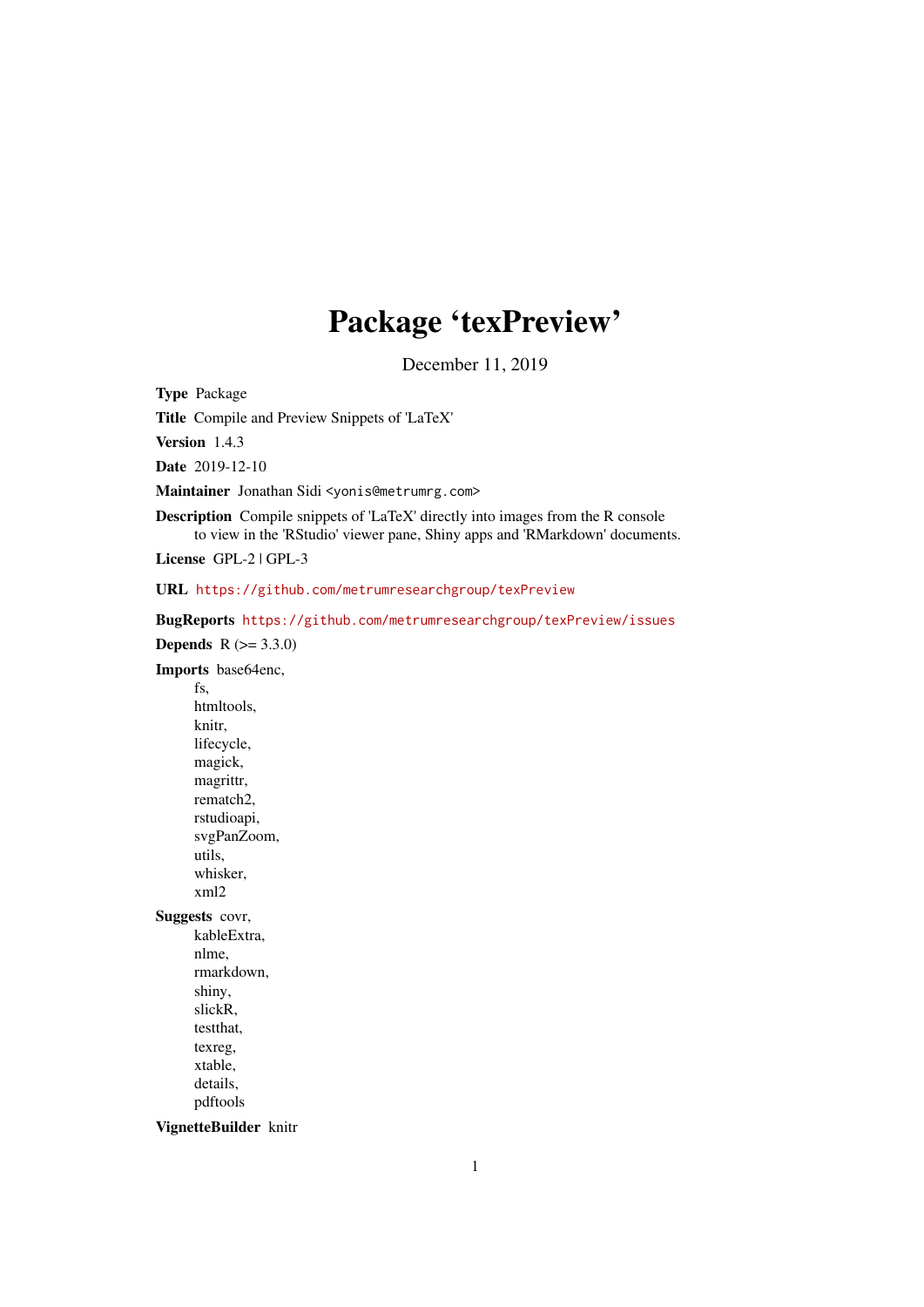# Package 'texPreview'

December 11, 2019

**Type** Package

**Title** Compile and Preview Snippets of 'LaTeX'

**Version** 1.4.3

**Date** 2019-12-10

**Maintainer** Jonathan Sidi <yonis@metrumrg.com>

**Description** Compile snippets of 'LaTeX' directly into images from the R console to view in the 'RStudio' viewer pane, Shiny apps and 'RMarkdown' documents.

**License** GPL-2 | GPL-3

**URL** https://github.com/metrumresearchgroup/texPreview

**BugReports** https://github.com/metrumresearchgroup/texPreview/issues

**Depends** R (>= 3.3.0)

**Imports** base64enc,
fs,
htmltools,
knitr,
lifecycle,
magick,
magrittr,
rematch2,
rstudioapi,
svgPanZoom,
utils,
whisker,
xml2

**Suggests** covr,
kableExtra,
nlme,
rmarkdown,
shiny,
slickR,
testthat,
texreg,
xtable,
details,
pdftools

**VignetteBuilder** knitr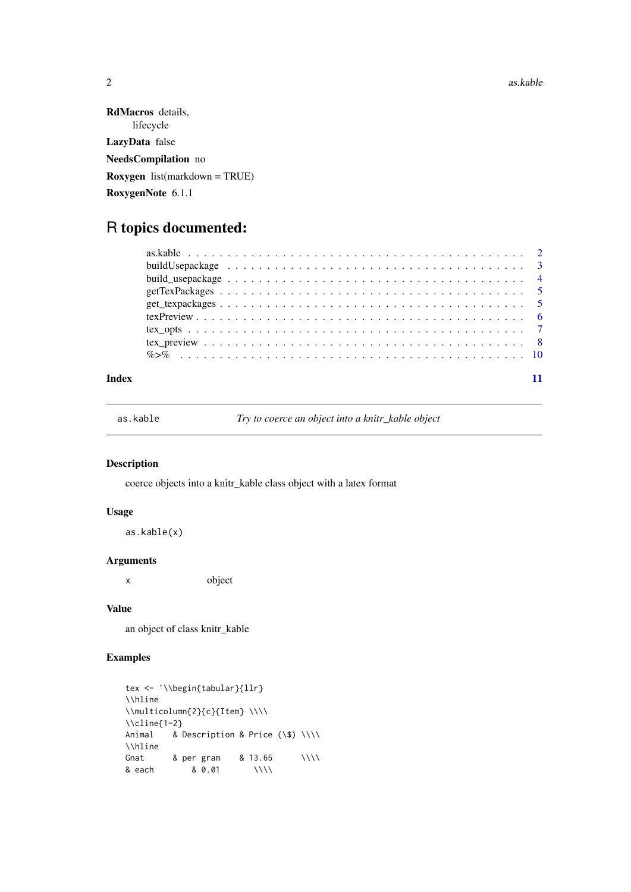**RdMacros** details,
lifecycle

**LazyData** false

**NeedsCompilation** no

**Roxygen** list(markdown = TRUE)

**RoxygenNote** 6.1.1

# R topics documented:

- as.kable . . . . . . . . . . . . . . . . . . . . . . . . . . . . . . . . . . . . . . . . 2
- buildUsepackage . . . . . . . . . . . . . . . . . . . . . . . . . . . . . . . . . . . . . 3
- build_usepackage . . . . . . . . . . . . . . . . . . . . . . . . . . . . . . . . . . . . 4
- getTexPackages . . . . . . . . . . . . . . . . . . . . . . . . . . . . . . . . . . . . . 5
- get_texpackages . . . . . . . . . . . . . . . . . . . . . . . . . . . . . . . . . . . . . 5
- texPreview . . . . . . . . . . . . . . . . . . . . . . . . . . . . . . . . . . . . . . . 6
- tex_opts . . . . . . . . . . . . . . . . . . . . . . . . . . . . . . . . . . . . . . . . 7
- tex_preview . . . . . . . . . . . . . . . . . . . . . . . . . . . . . . . . . . . . . . 8
- %>% . . . . . . . . . . . . . . . . . . . . . . . . . . . . . . . . . . . . . . . . . 10

**Index** 11

---

## as.kable — *Try to coerce an object into a knitr_kable object*

### Description

coerce objects into a knitr_kable class object with a latex format

### Usage

```
as.kable(x)
```

### Arguments

| | |
|---|---|
| x | object |

### Value

an object of class knitr_kable

### Examples

```
tex <- '\\begin{tabular}{llr}
\\hline
\\multicolumn{2}{c}{Item} \\\\
\\cline{1-2}
Animal    & Description & Price (\$) \\\\
\\hline
Gnat      & per gram    & 13.65      \\\\
& each        & 0.01       \\\\
```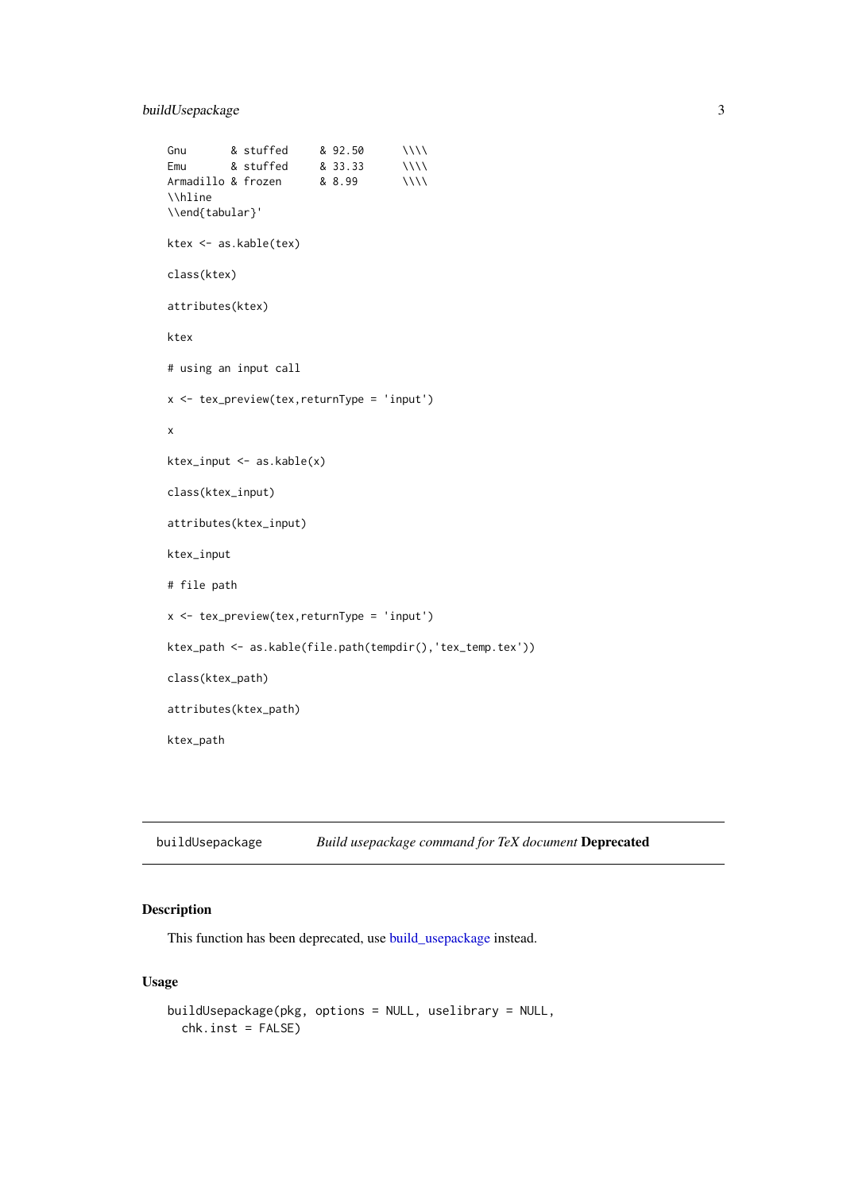```
Gnu       & stuffed     & 92.50      \\\\
Emu       & stuffed     & 33.33      \\\\
Armadillo & frozen      & 8.99       \\\\
\\hline
\\end{tabular}'

ktex <- as.kable(tex)

class(ktex)

attributes(ktex)

ktex

# using an input call

x <- tex_preview(tex,returnType = 'input')

x

ktex_input <- as.kable(x)

class(ktex_input)

attributes(ktex_input)

ktex_input

# file path

x <- tex_preview(tex,returnType = 'input')

ktex_path <- as.kable(file.path(tempdir(),'tex_temp.tex'))

class(ktex_path)

attributes(ktex_path)

ktex_path
```

## buildUsepackage — *Build usepackage command for TeX document* **Deprecated**

### Description

This function has been deprecated, use build_usepackage instead.

### Usage

```
buildUsepackage(pkg, options = NULL, uselibrary = NULL,
  chk.inst = FALSE)
```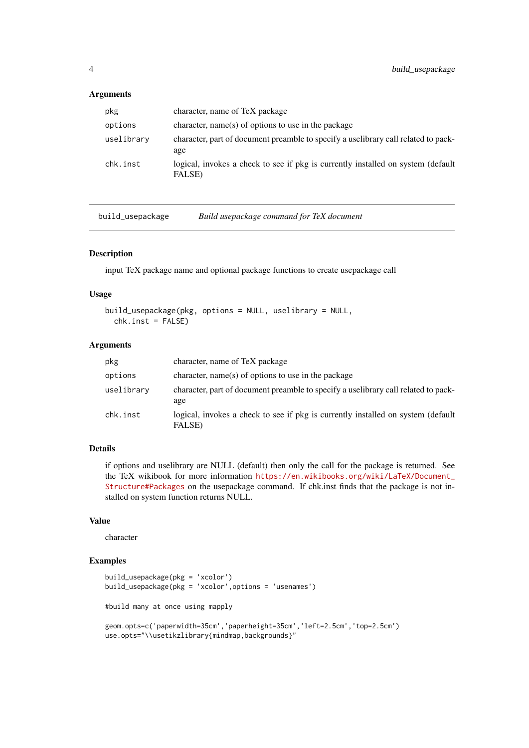### Arguments

| | |
|---|---|
| pkg | character, name of TeX package |
| options | character, name(s) of options to use in the package |
| uselibrary | character, part of document preamble to specify a uselibrary call related to package |
| chk.inst | logical, invokes a check to see if pkg is currently installed on system (default FALSE) |

---

## build_usepackage — *Build usepackage command for TeX document*

### Description

input TeX package name and optional package functions to create usepackage call

### Usage

```
build_usepackage(pkg, options = NULL, uselibrary = NULL,
  chk.inst = FALSE)
```

### Arguments

| | |
|---|---|
| pkg | character, name of TeX package |
| options | character, name(s) of options to use in the package |
| uselibrary | character, part of document preamble to specify a uselibrary call related to package |
| chk.inst | logical, invokes a check to see if pkg is currently installed on system (default FALSE) |

### Details

if options and uselibrary are NULL (default) then only the call for the package is returned. See the TeX wikibook for more information https://en.wikibooks.org/wiki/LaTeX/Document_Structure#Packages on the usepackage command. If chk.inst finds that the package is not installed on system function returns NULL.

### Value

character

### Examples

```
build_usepackage(pkg = 'xcolor')
build_usepackage(pkg = 'xcolor',options = 'usenames')

#build many at once using mapply

geom.opts=c('paperwidth=35cm','paperheight=35cm','left=2.5cm','top=2.5cm')
use.opts="\\usetikzlibrary{mindmap,backgrounds}"
```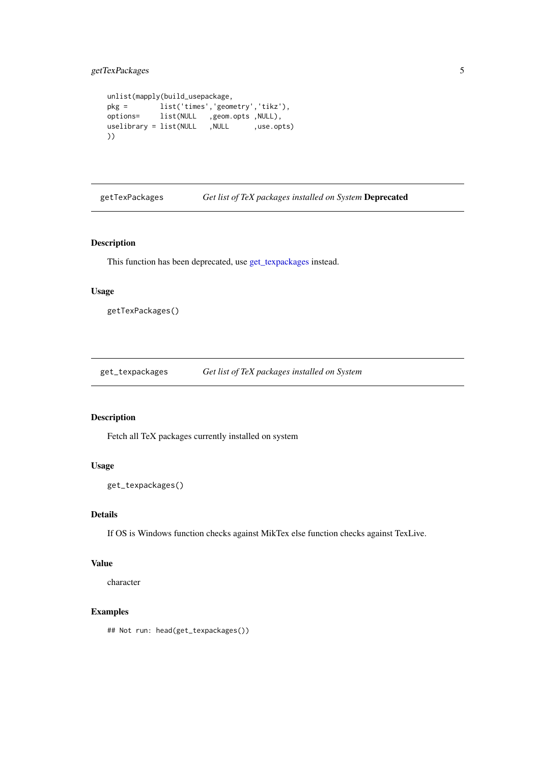```
unlist(mapply(build_usepackage,
pkg =        list('times','geometry','tikz'),
options=     list(NULL   ,geom.opts ,NULL),
uselibrary = list(NULL   ,NULL      ,use.opts)
))
```

## getTexPackages — *Get list of TeX packages installed on System* **Deprecated**

### Description

This function has been deprecated, use get_texpackages instead.

### Usage

```
getTexPackages()
```

## get_texpackages — *Get list of TeX packages installed on System*

### Description

Fetch all TeX packages currently installed on system

### Usage

```
get_texpackages()
```

### Details

If OS is Windows function checks against MikTex else function checks against TexLive.

### Value

character

### Examples

```
## Not run: head(get_texpackages())
```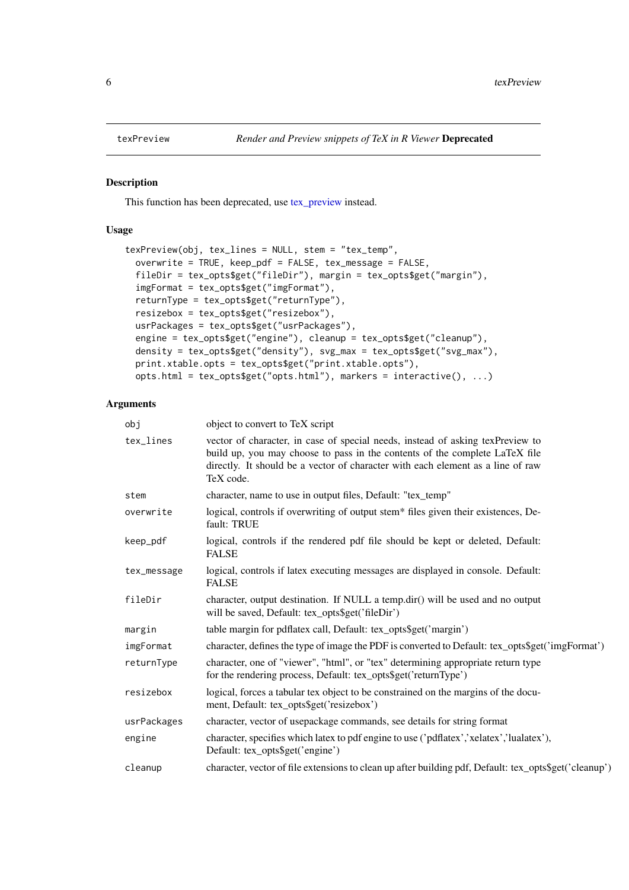texPreview    *Render and Preview snippets of TeX in R Viewer* **Deprecated**

### Description

This function has been deprecated, use tex_preview instead.

### Usage

```
texPreview(obj, tex_lines = NULL, stem = "tex_temp",
  overwrite = TRUE, keep_pdf = FALSE, tex_message = FALSE,
  fileDir = tex_opts$get("fileDir"), margin = tex_opts$get("margin"),
  imgFormat = tex_opts$get("imgFormat"),
  returnType = tex_opts$get("returnType"),
  resizebox = tex_opts$get("resizebox"),
  usrPackages = tex_opts$get("usrPackages"),
  engine = tex_opts$get("engine"), cleanup = tex_opts$get("cleanup"),
  density = tex_opts$get("density"), svg_max = tex_opts$get("svg_max"),
  print.xtable.opts = tex_opts$get("print.xtable.opts"),
  opts.html = tex_opts$get("opts.html"), markers = interactive(), ...)
```

### Arguments

| | |
|---|---|
| `obj` | object to convert to TeX script |
| `tex_lines` | vector of character, in case of special needs, instead of asking texPreview to build up, you may choose to pass in the contents of the complete LaTeX file directly. It should be a vector of character with each element as a line of raw TeX code. |
| `stem` | character, name to use in output files, Default: "tex_temp" |
| `overwrite` | logical, controls if overwriting of output stem* files given their existences, Default: TRUE |
| `keep_pdf` | logical, controls if the rendered pdf file should be kept or deleted, Default: FALSE |
| `tex_message` | logical, controls if latex executing messages are displayed in console. Default: FALSE |
| `fileDir` | character, output destination. If NULL a temp.dir() will be used and no output will be saved, Default: tex_opts$get('fileDir') |
| `margin` | table margin for pdflatex call, Default: tex_opts$get('margin') |
| `imgFormat` | character, defines the type of image the PDF is converted to Default: tex_opts$get('imgFormat') |
| `returnType` | character, one of "viewer", "html", or "tex" determining appropriate return type for the rendering process, Default: tex_opts$get('returnType') |
| `resizebox` | logical, forces a tabular tex object to be constrained on the margins of the document, Default: tex_opts$get('resizebox') |
| `usrPackages` | character, vector of usepackage commands, see details for string format |
| `engine` | character, specifies which latex to pdf engine to use ('pdflatex','xelatex','lualatex'), Default: tex_opts$get('engine') |
| `cleanup` | character, vector of file extensions to clean up after building pdf, Default: tex_opts$get('cleanup') |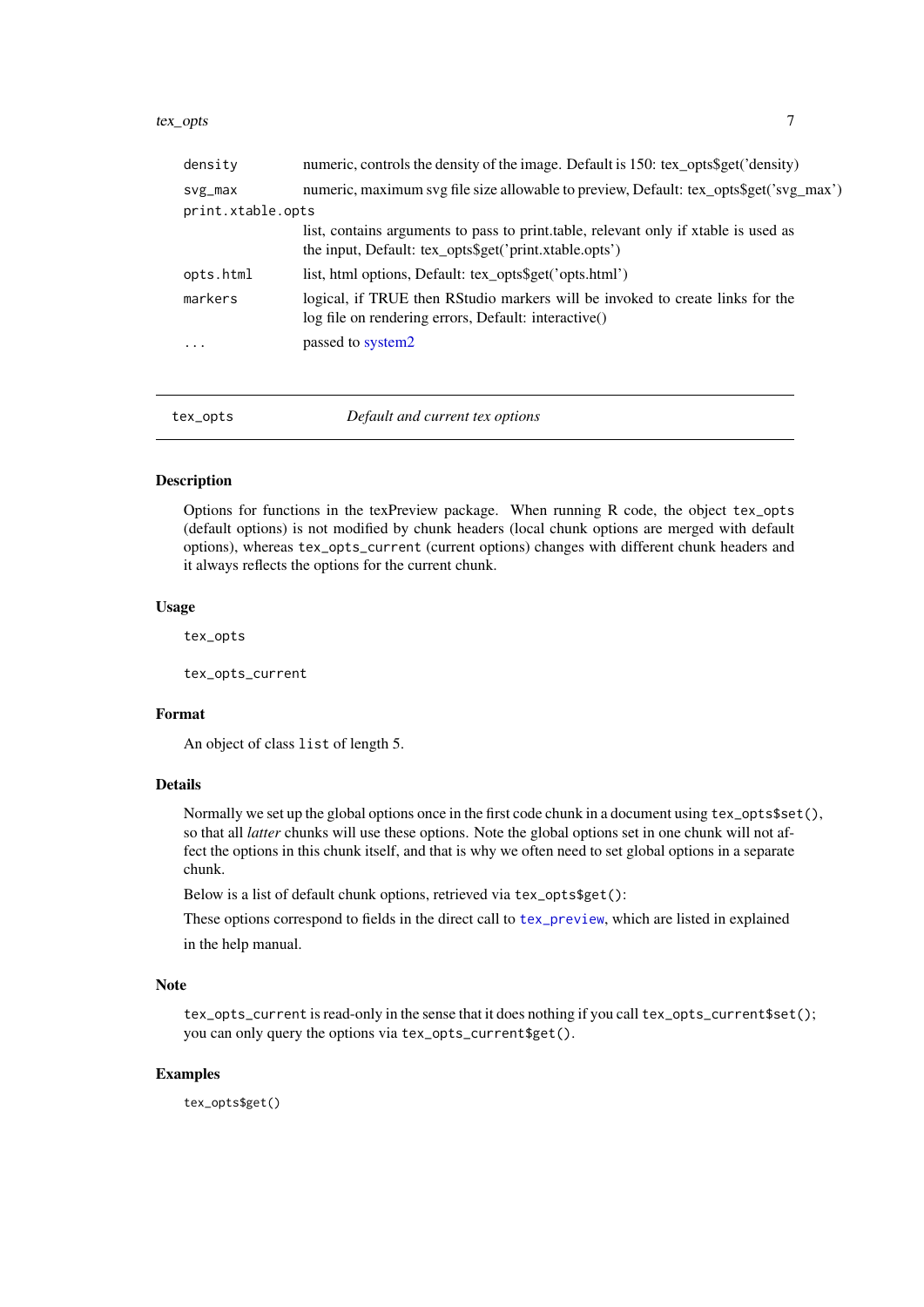| | |
|---|---|
| density | numeric, controls the density of the image. Default is 150: tex_opts$get('density') |
| svg_max | numeric, maximum svg file size allowable to preview, Default: tex_opts$get('svg_max') |
| print.xtable.opts | list, contains arguments to pass to print.table, relevant only if xtable is used as the input, Default: tex_opts$get('print.xtable.opts') |
| opts.html | list, html options, Default: tex_opts$get('opts.html') |
| markers | logical, if TRUE then RStudio markers will be invoked to create links for the log file on rendering errors, Default: interactive() |
| ... | passed to system2 |

---

## tex_opts — *Default and current tex options*

### Description

Options for functions in the texPreview package. When running R code, the object `tex_opts` (default options) is not modified by chunk headers (local chunk options are merged with default options), whereas `tex_opts_current` (current options) changes with different chunk headers and it always reflects the options for the current chunk.

### Usage

```
tex_opts

tex_opts_current
```

### Format

An object of class `list` of length 5.

### Details

Normally we set up the global options once in the first code chunk in a document using `tex_opts$set()`, so that all *latter* chunks will use these options. Note the global options set in one chunk will not affect the options in this chunk itself, and that is why we often need to set global options in a separate chunk.

Below is a list of default chunk options, retrieved via `tex_opts$get()`:

These options correspond to fields in the direct call to `tex_preview`, which are listed in explained

in the help manual.

### Note

`tex_opts_current` is read-only in the sense that it does nothing if you call `tex_opts_current$set()`; you can only query the options via `tex_opts_current$get()`.

### Examples

```
tex_opts$get()
```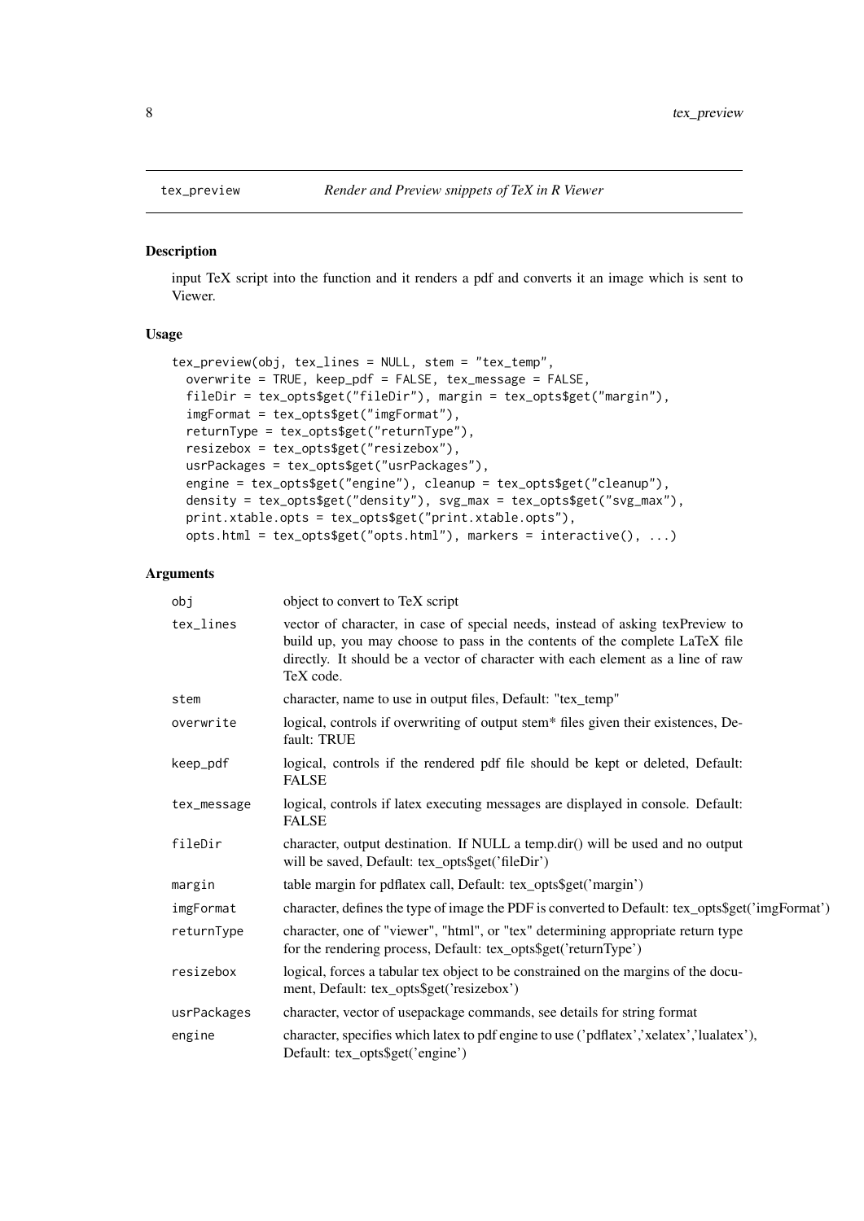## tex_preview — *Render and Preview snippets of TeX in R Viewer*

### Description

input TeX script into the function and it renders a pdf and converts it an image which is sent to Viewer.

### Usage

```
tex_preview(obj, tex_lines = NULL, stem = "tex_temp",
  overwrite = TRUE, keep_pdf = FALSE, tex_message = FALSE,
  fileDir = tex_opts$get("fileDir"), margin = tex_opts$get("margin"),
  imgFormat = tex_opts$get("imgFormat"),
  returnType = tex_opts$get("returnType"),
  resizebox = tex_opts$get("resizebox"),
  usrPackages = tex_opts$get("usrPackages"),
  engine = tex_opts$get("engine"), cleanup = tex_opts$get("cleanup"),
  density = tex_opts$get("density"), svg_max = tex_opts$get("svg_max"),
  print.xtable.opts = tex_opts$get("print.xtable.opts"),
  opts.html = tex_opts$get("opts.html"), markers = interactive(), ...)
```

### Arguments

| | |
|---|---|
| `obj` | object to convert to TeX script |
| `tex_lines` | vector of character, in case of special needs, instead of asking texPreview to build up, you may choose to pass in the contents of the complete LaTeX file directly. It should be a vector of character with each element as a line of raw TeX code. |
| `stem` | character, name to use in output files, Default: "tex_temp" |
| `overwrite` | logical, controls if overwriting of output stem* files given their existences, Default: TRUE |
| `keep_pdf` | logical, controls if the rendered pdf file should be kept or deleted, Default: FALSE |
| `tex_message` | logical, controls if latex executing messages are displayed in console. Default: FALSE |
| `fileDir` | character, output destination. If NULL a temp.dir() will be used and no output will be saved, Default: tex_opts$get('fileDir') |
| `margin` | table margin for pdflatex call, Default: tex_opts$get('margin') |
| `imgFormat` | character, defines the type of image the PDF is converted to Default: tex_opts$get('imgFormat') |
| `returnType` | character, one of "viewer", "html", or "tex" determining appropriate return type for the rendering process, Default: tex_opts$get('returnType') |
| `resizebox` | logical, forces a tabular tex object to be constrained on the margins of the document, Default: tex_opts$get('resizebox') |
| `usrPackages` | character, vector of usepackage commands, see details for string format |
| `engine` | character, specifies which latex to pdf engine to use ('pdflatex','xelatex','lualatex'), Default: tex_opts$get('engine') |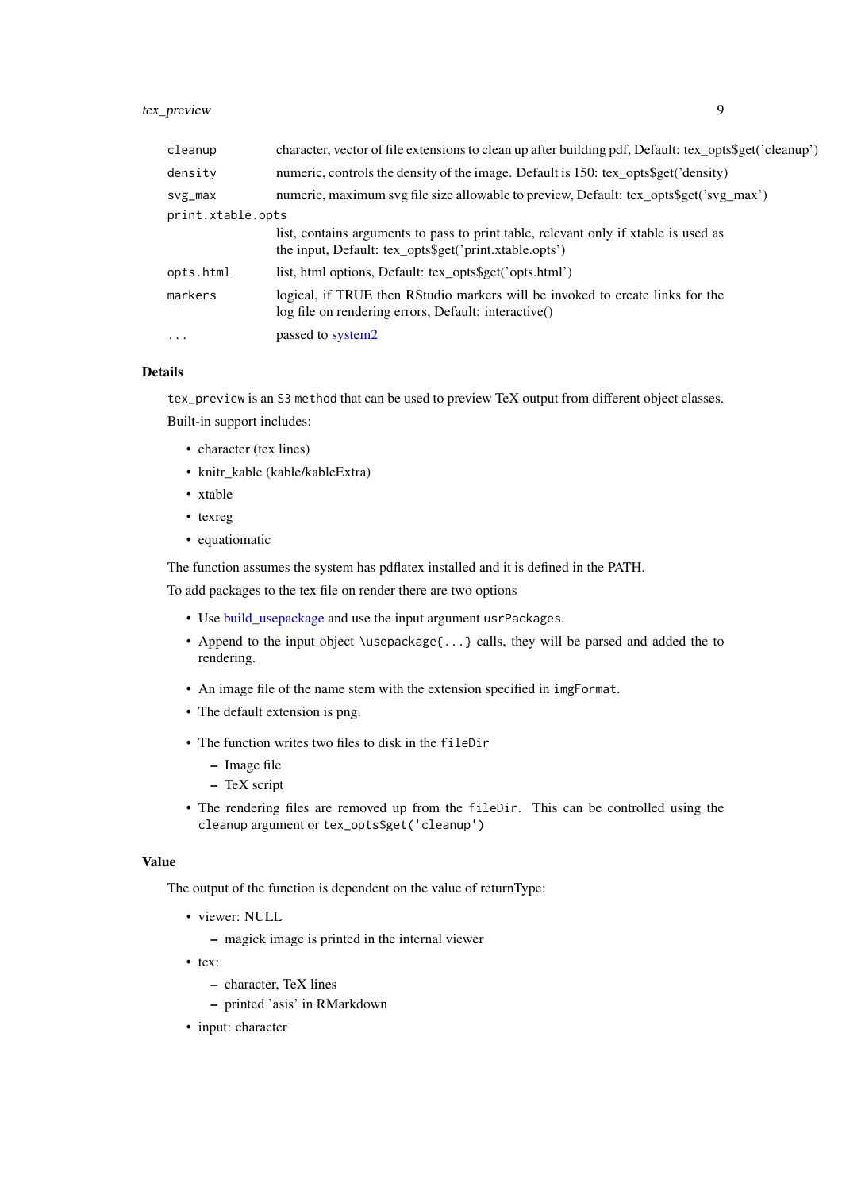| | |
|---|---|
| `cleanup` | character, vector of file extensions to clean up after building pdf, Default: tex_opts$get('cleanup') |
| `density` | numeric, controls the density of the image. Default is 150: tex_opts$get('density) |
| `svg_max` | numeric, maximum svg file size allowable to preview, Default: tex_opts$get('svg_max') |
| `print.xtable.opts` | list, contains arguments to pass to print.table, relevant only if xtable is used as the input, Default: tex_opts$get('print.xtable.opts') |
| `opts.html` | list, html options, Default: tex_opts$get('opts.html') |
| `markers` | logical, if TRUE then RStudio markers will be invoked to create links for the log file on rendering errors, Default: interactive() |
| `...` | passed to system2 |

## Details

`tex_preview` is an `S3 method` that can be used to preview TeX output from different object classes.

Built-in support includes:

- character (tex lines)
- knitr_kable (kable/kableExtra)
- xtable
- texreg
- equatiomatic

The function assumes the system has pdflatex installed and it is defined in the PATH.

To add packages to the tex file on render there are two options

- Use build_usepackage and use the input argument `usrPackages`.
- Append to the input object `\usepackage{...}` calls, they will be parsed and added the to rendering.

- An image file of the name stem with the extension specified in `imgFormat`.
- The default extension is png.

- The function writes two files to disk in the `fileDir`
  - Image file
  - TeX script
- The rendering files are removed up from the `fileDir`. This can be controlled using the `cleanup` argument or `tex_opts$get('cleanup')`

## Value

The output of the function is dependent on the value of returnType:

- viewer: NULL
  - magick image is printed in the internal viewer
- tex:
  - character, TeX lines
  - printed 'asis' in RMarkdown
- input: character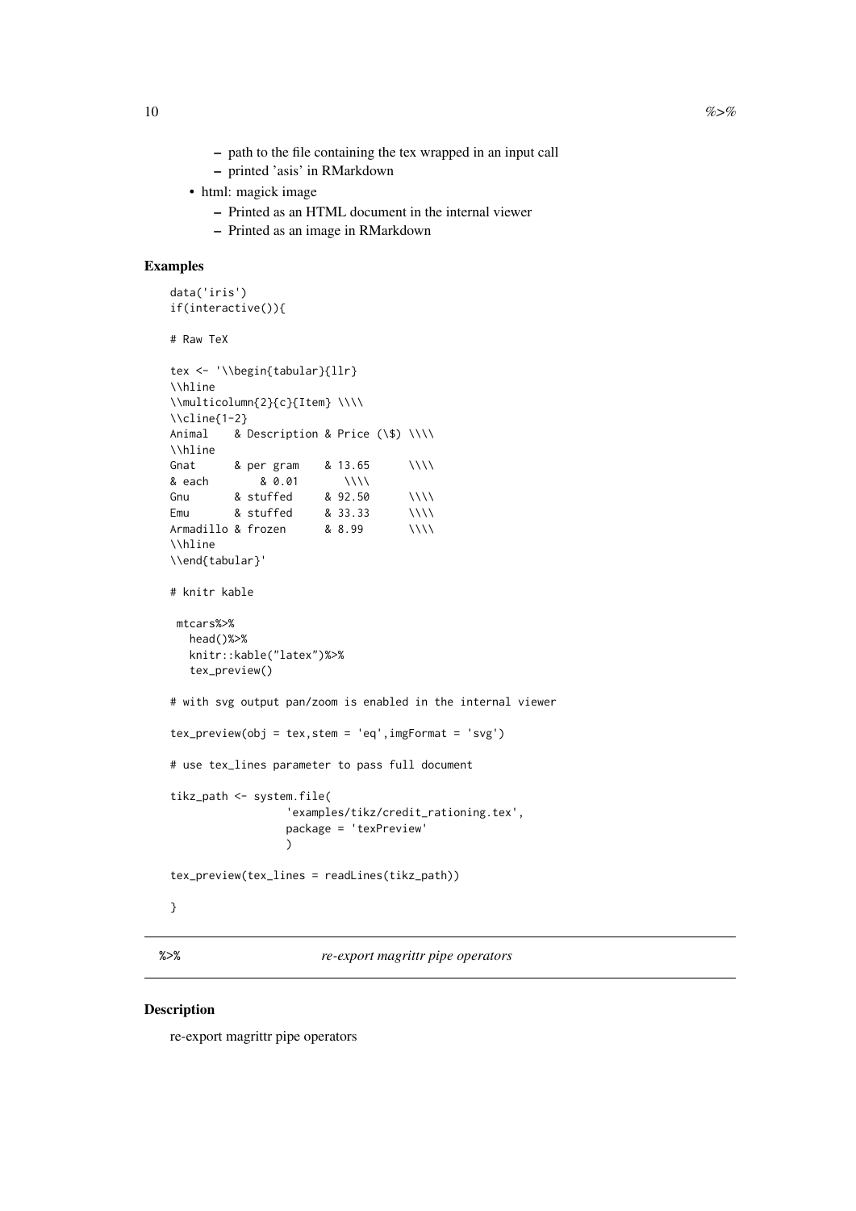- path to the file containing the tex wrapped in an input call
  - printed 'asis' in RMarkdown
- html: magick image
  - Printed as an HTML document in the internal viewer
  - Printed as an image in RMarkdown

### Examples

```
data('iris')
if(interactive()){

# Raw TeX

tex <- '\\begin{tabular}{llr}
\\hline
\\multicolumn{2}{c}{Item} \\\\
\\cline{1-2}
Animal    & Description & Price (\$) \\\\
\\hline
Gnat      & per gram    & 13.65      \\\\
& each        & 0.01       \\\\
Gnu       & stuffed     & 92.50      \\\\
Emu       & stuffed     & 33.33      \\\\
Armadillo & frozen      & 8.99       \\\\
\\hline
\\end{tabular}'

# knitr kable

 mtcars%>%
   head()%>%
   knitr::kable("latex")%>%
   tex_preview()

# with svg output pan/zoom is enabled in the internal viewer

tex_preview(obj = tex,stem = 'eq',imgFormat = 'svg')

# use tex_lines parameter to pass full document

tikz_path <- system.file(
                  'examples/tikz/credit_rationing.tex',
                  package = 'texPreview'
                  )

tex_preview(tex_lines = readLines(tikz_path))

}
```

## %>% *re-export magrittr pipe operators*

### Description

re-export magrittr pipe operators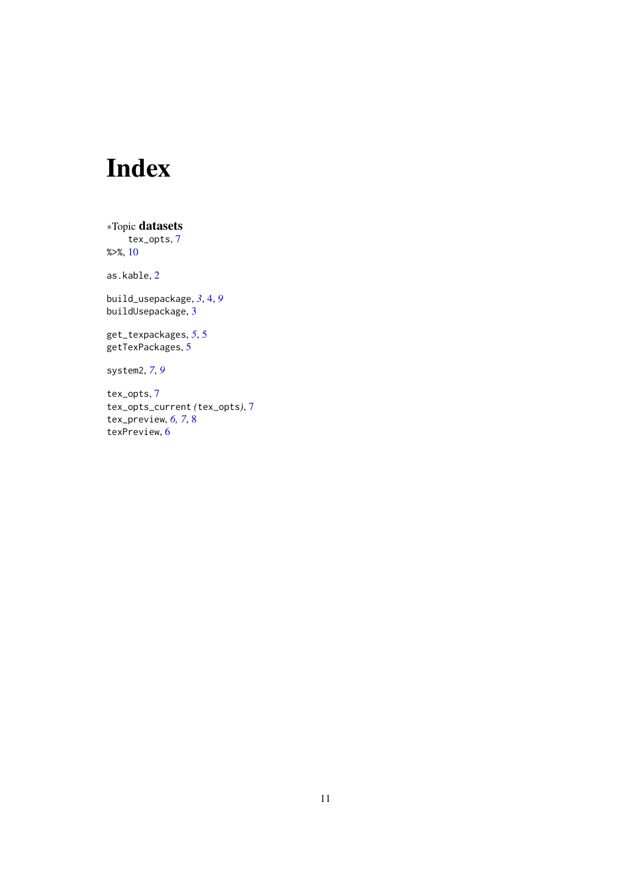# Index

∗Topic **datasets**
    tex_opts, 7

%>%, 10

as.kable, 2

build_usepackage, *3*, 4, *9*
buildUsepackage, 3

get_texpackages, *5*, 5
getTexPackages, 5

system2, *7*, *9*

tex_opts, 7
tex_opts_current *(*tex_opts*)*, 7
tex_preview, *6, 7*, 8
texPreview, 6